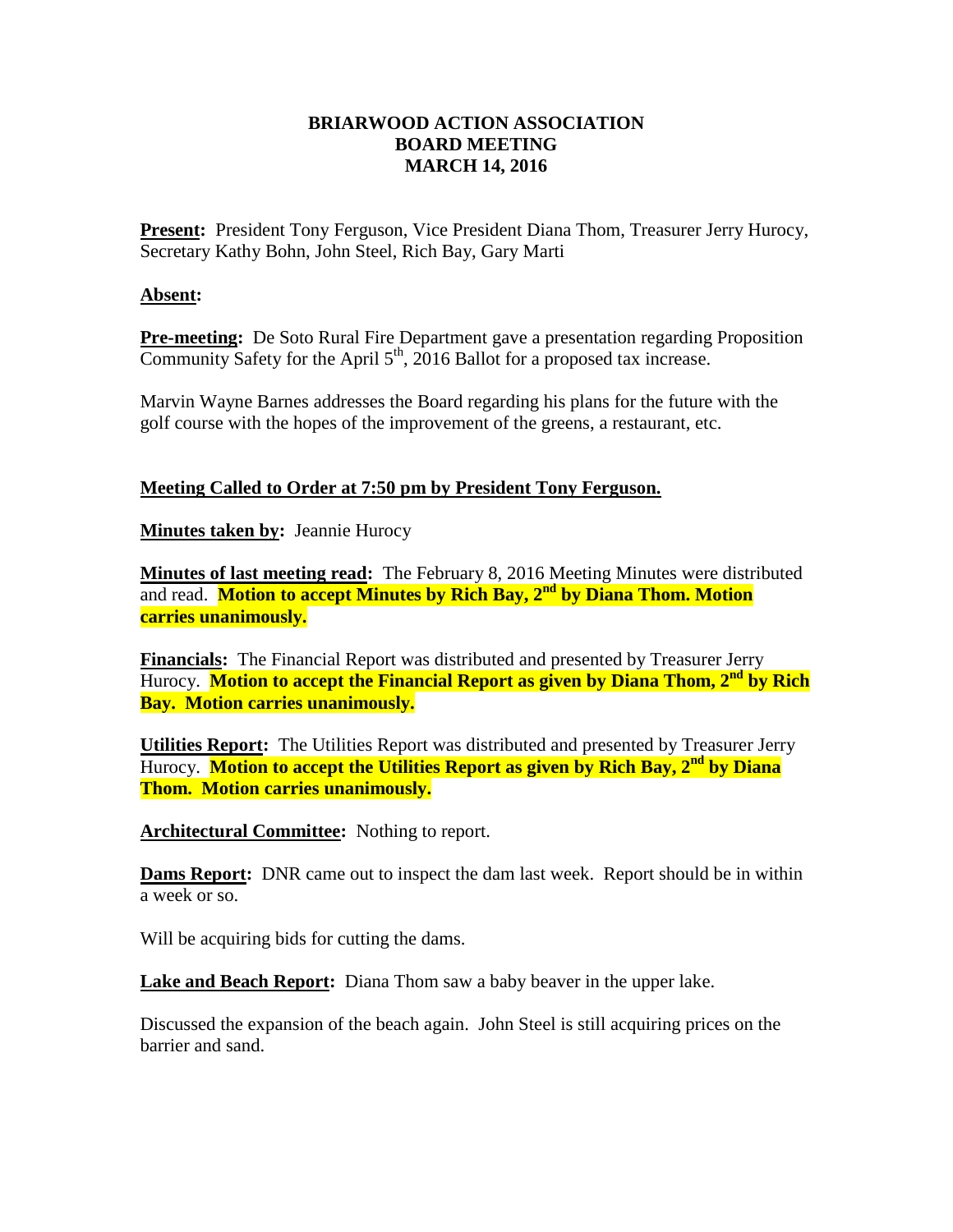# BRIARWOOD ACTION ASSOCIATION
## BOARD MEETING
## MARCH 14, 2016

**Present:** President Tony Ferguson, Vice President Diana Thom, Treasurer Jerry Hurocy, Secretary Kathy Bohn, John Steel, Rich Bay, Gary Marti

**Absent:**

**Pre-meeting:** De Soto Rural Fire Department gave a presentation regarding Proposition Community Safety for the April 5th, 2016 Ballot for a proposed tax increase.

Marvin Wayne Barnes addresses the Board regarding his plans for the future with the golf course with the hopes of the improvement of the greens, a restaurant, etc.

**Meeting Called to Order at 7:50 pm by President Tony Ferguson.**

**Minutes taken by:** Jeannie Hurocy

**Minutes of last meeting read:** The February 8, 2016 Meeting Minutes were distributed and read. **Motion to accept Minutes by Rich Bay, 2nd by Diana Thom. Motion carries unanimously.**

**Financials:** The Financial Report was distributed and presented by Treasurer Jerry Hurocy. **Motion to accept the Financial Report as given by Diana Thom, 2nd by Rich Bay. Motion carries unanimously.**

**Utilities Report:** The Utilities Report was distributed and presented by Treasurer Jerry Hurocy. **Motion to accept the Utilities Report as given by Rich Bay, 2nd by Diana Thom. Motion carries unanimously.**

**Architectural Committee:** Nothing to report.

**Dams Report:** DNR came out to inspect the dam last week. Report should be in within a week or so.

Will be acquiring bids for cutting the dams.

**Lake and Beach Report:** Diana Thom saw a baby beaver in the upper lake.

Discussed the expansion of the beach again. John Steel is still acquiring prices on the barrier and sand.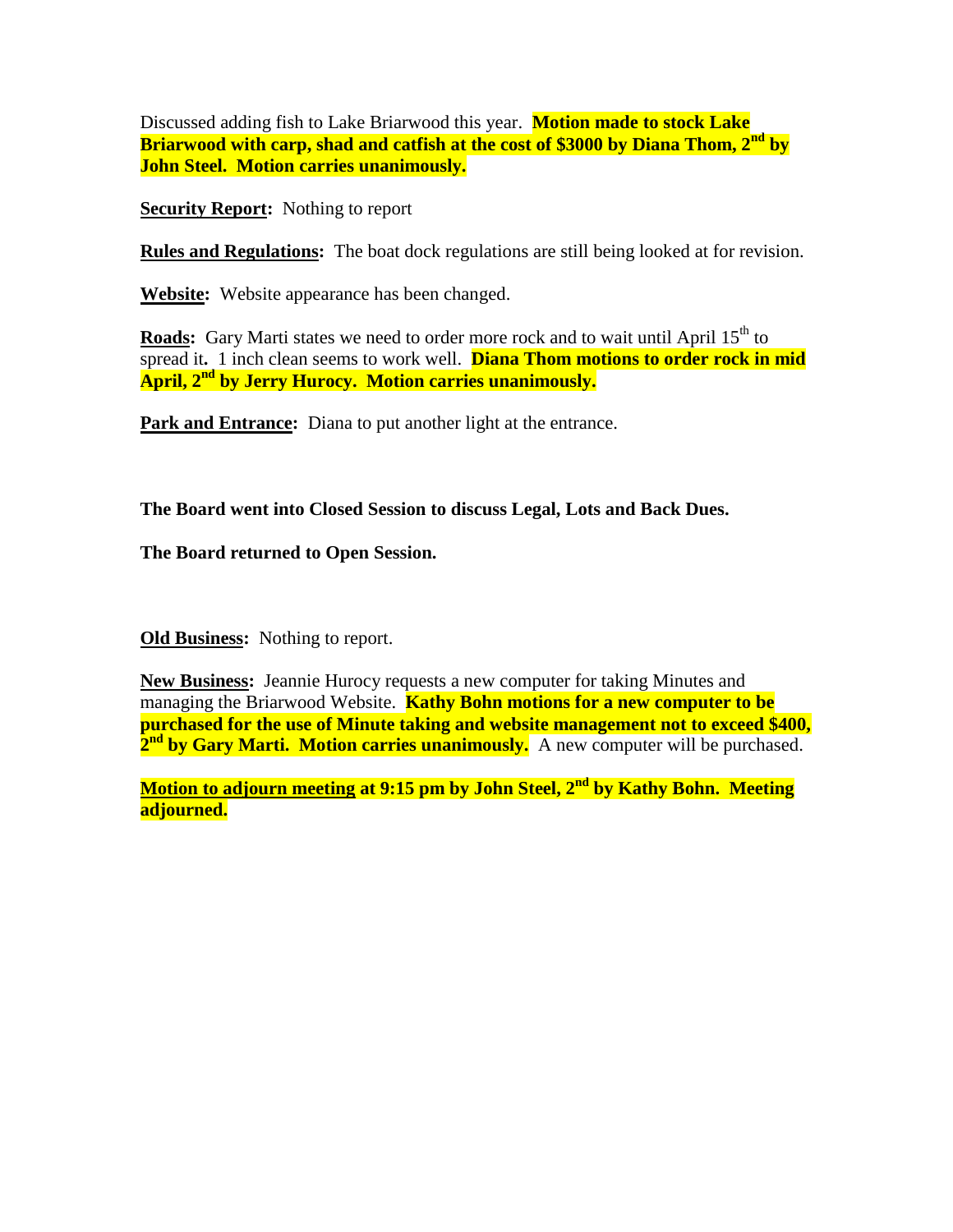Discussed adding fish to Lake Briarwood this year. **Motion made to stock Lake Briarwood with carp, shad and catfish at the cost of $3000 by Diana Thom, 2nd by John Steel. Motion carries unanimously.**

**Security Report:** Nothing to report

**Rules and Regulations:** The boat dock regulations are still being looked at for revision.

**Website:** Website appearance has been changed.

**Roads:** Gary Marti states we need to order more rock and to wait until April 15th to spread it. 1 inch clean seems to work well. **Diana Thom motions to order rock in mid April, 2nd by Jerry Hurocy. Motion carries unanimously.**

**Park and Entrance:** Diana to put another light at the entrance.

**The Board went into Closed Session to discuss Legal, Lots and Back Dues.**

**The Board returned to Open Session.**

**Old Business:** Nothing to report.

**New Business:** Jeannie Hurocy requests a new computer for taking Minutes and managing the Briarwood Website. **Kathy Bohn motions for a new computer to be purchased for the use of Minute taking and website management not to exceed $400, 2nd by Gary Marti. Motion carries unanimously.** A new computer will be purchased.

**Motion to adjourn meeting at 9:15 pm by John Steel, 2nd by Kathy Bohn. Meeting adjourned.**